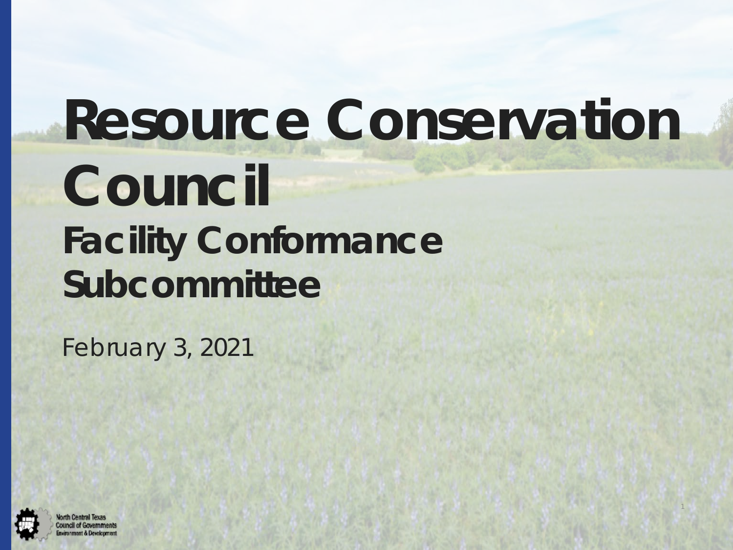# Resource Conservation Council

## Facility Conformance Subcommittee

February 3, 2021

North Central Texas Council of Governments
Environment & Development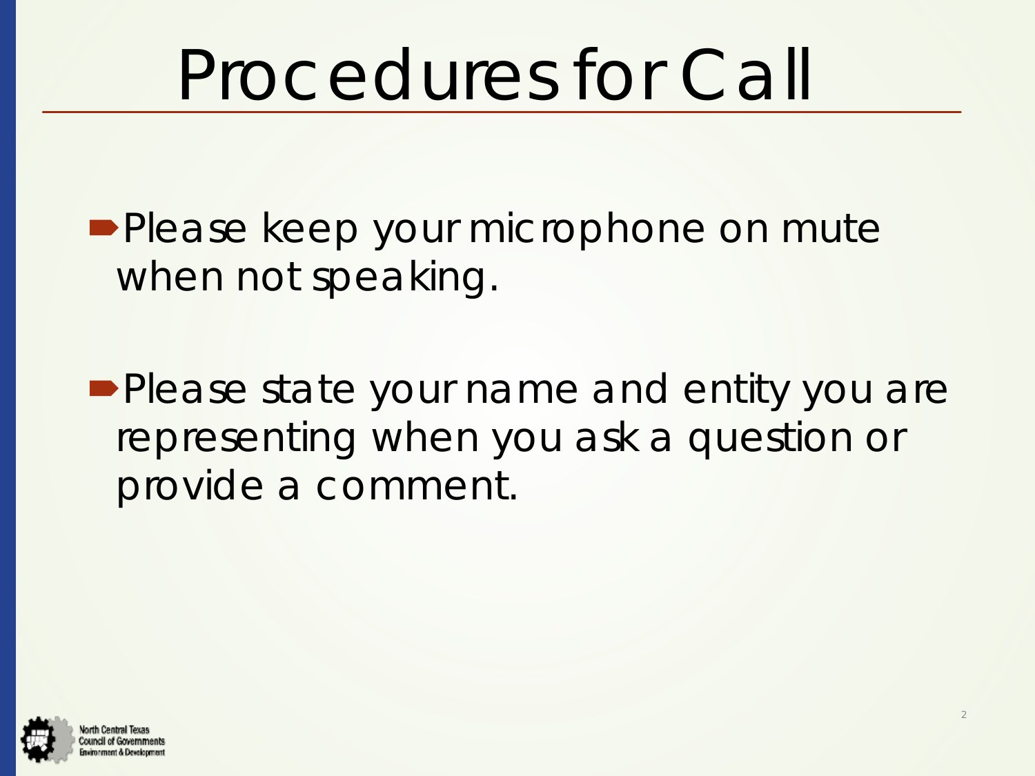# Procedures for Call

- Please keep your microphone on mute when not speaking.

- Please state your name and entity you are representing when you ask a question or provide a comment.

North Central Texas Council of Governments Environment & Development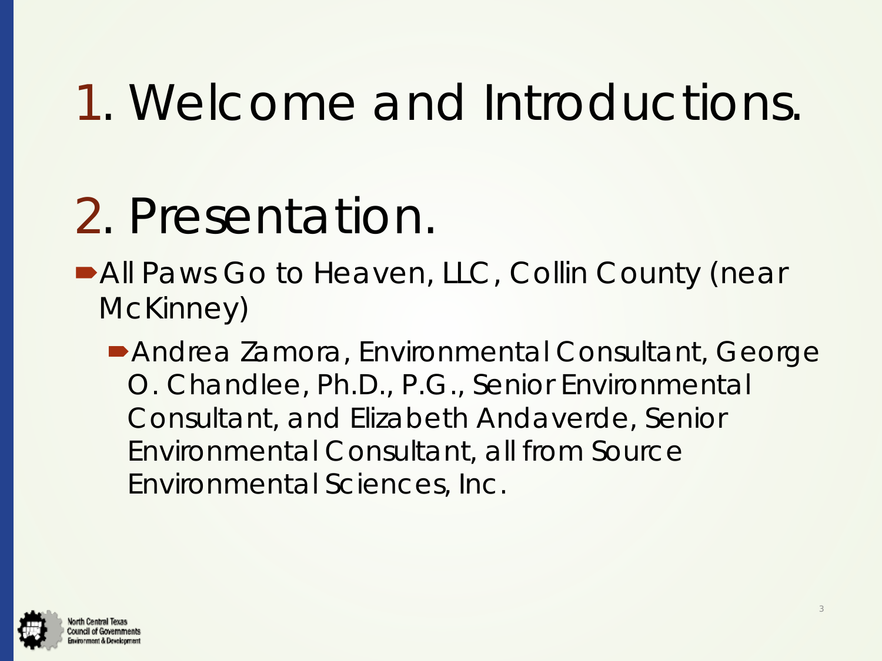# 1. Welcome and Introductions.

# 2. Presentation.

- All Paws Go to Heaven, LLC, Collin County (near McKinney)
  - Andrea Zamora, Environmental Consultant, George O. Chandlee, Ph.D., P.G., Senior Environmental Consultant, and Elizabeth Andaverde, Senior Environmental Consultant, all from Source Environmental Sciences, Inc.

North Central Texas Council of Governments Environment & Development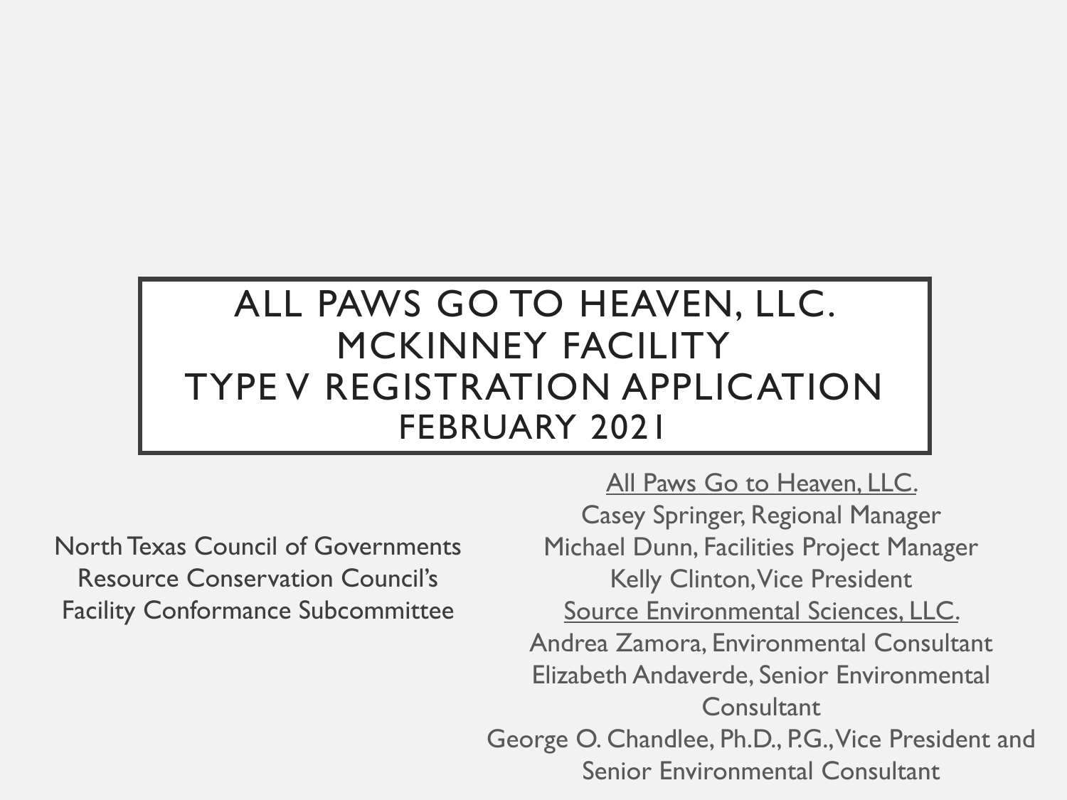# ALL PAWS GO TO HEAVEN, LLC.
# MCKINNEY FACILITY
# TYPE V REGISTRATION APPLICATION
## FEBRUARY 2021

North Texas Council of Governments
Resource Conservation Council's
Facility Conformance Subcommittee

All Paws Go to Heaven, LLC.
Casey Springer, Regional Manager
Michael Dunn, Facilities Project Manager
Kelly Clinton, Vice President
Source Environmental Sciences, LLC.
Andrea Zamora, Environmental Consultant
Elizabeth Andaverde, Senior Environmental Consultant
George O. Chandlee, Ph.D., P.G., Vice President and Senior Environmental Consultant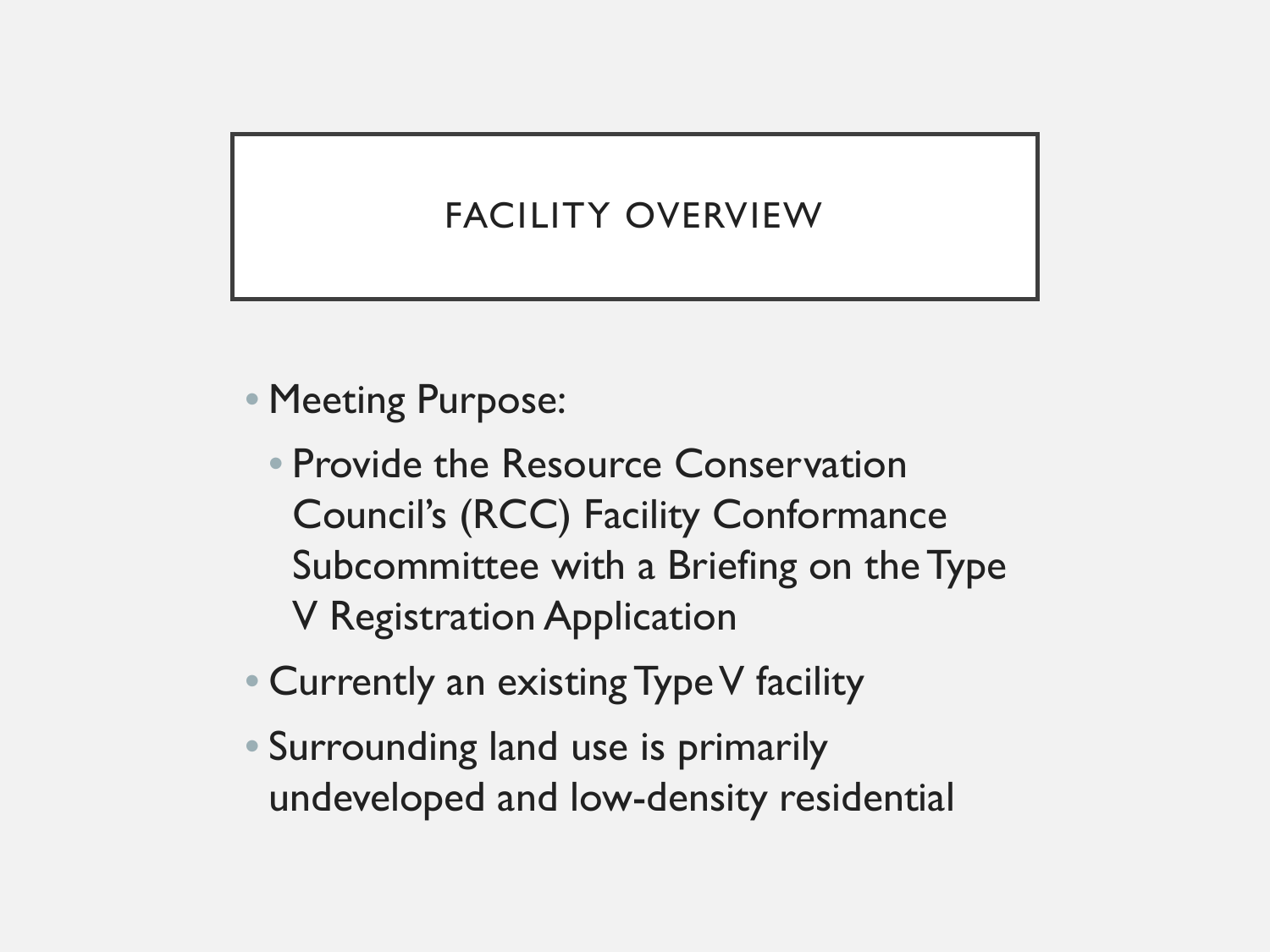# FACILITY OVERVIEW

- Meeting Purpose:
  - Provide the Resource Conservation Council's (RCC) Facility Conformance Subcommittee with a Briefing on the Type V Registration Application
- Currently an existing Type V facility
- Surrounding land use is primarily undeveloped and low-density residential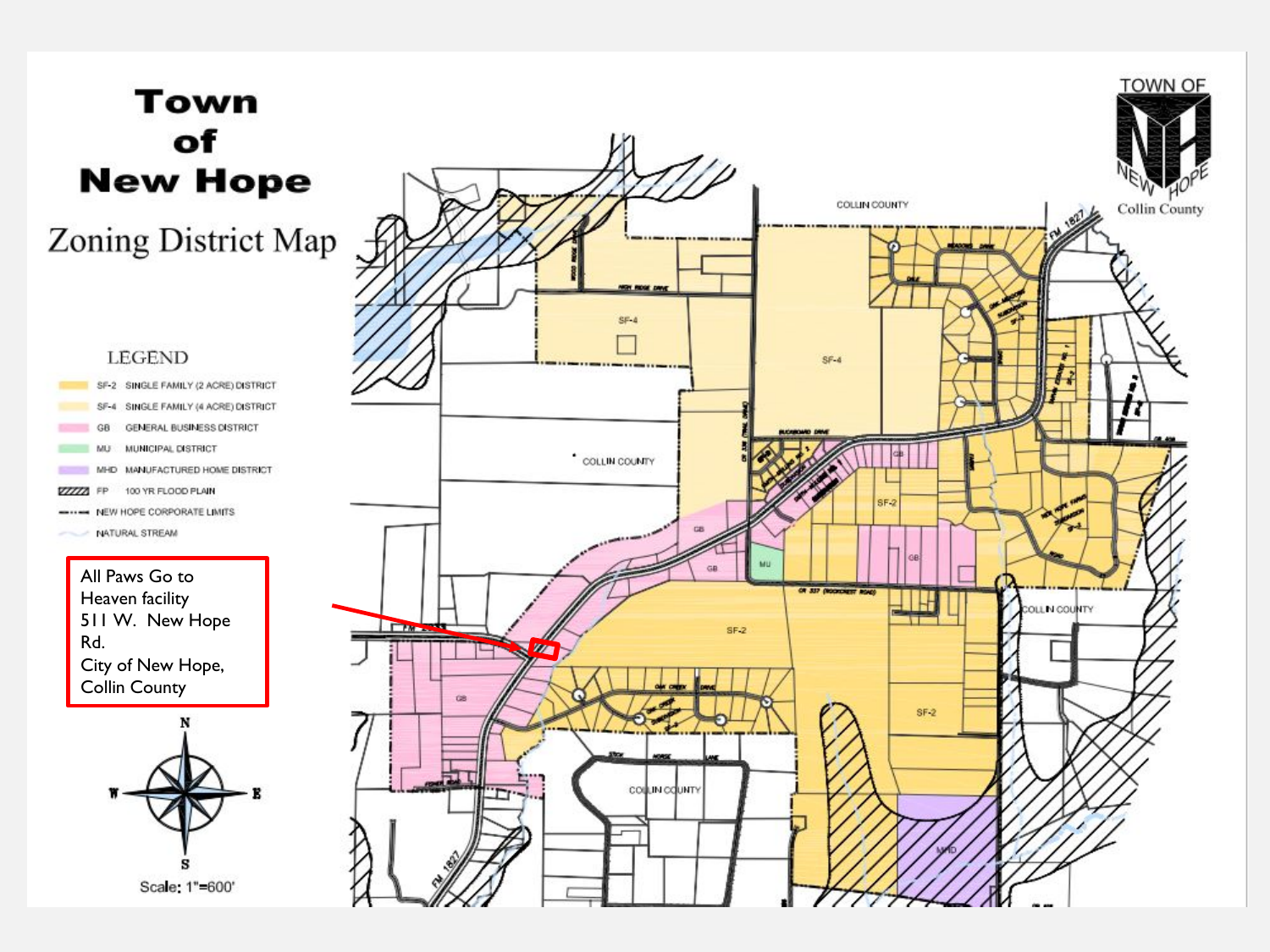# Town of New Hope

## Zoning District Map

TOWN OF NEW HOPE
Collin County

**LEGEND**

- SF-2 SINGLE FAMILY (2 ACRE) DISTRICT
- SF-4 SINGLE FAMILY (4 ACRE) DISTRICT
- GB GENERAL BUSINESS DISTRICT
- MU MUNICIPAL DISTRICT
- MHD MANUFACTURED HOME DISTRICT
- FP 100 YR FLOOD PLAIN
- NEW HOPE CORPORATE LIMITS
- NATURAL STREAM

All Paws Go to Heaven facility
511 W. New Hope Rd.
City of New Hope, Collin County

Scale: 1"=600'

COLLIN COUNTY

SF-4

SF-2

GB

MU

MHD

FM 1827

FM 2933

CR 337 (ROCKCREST ROAD)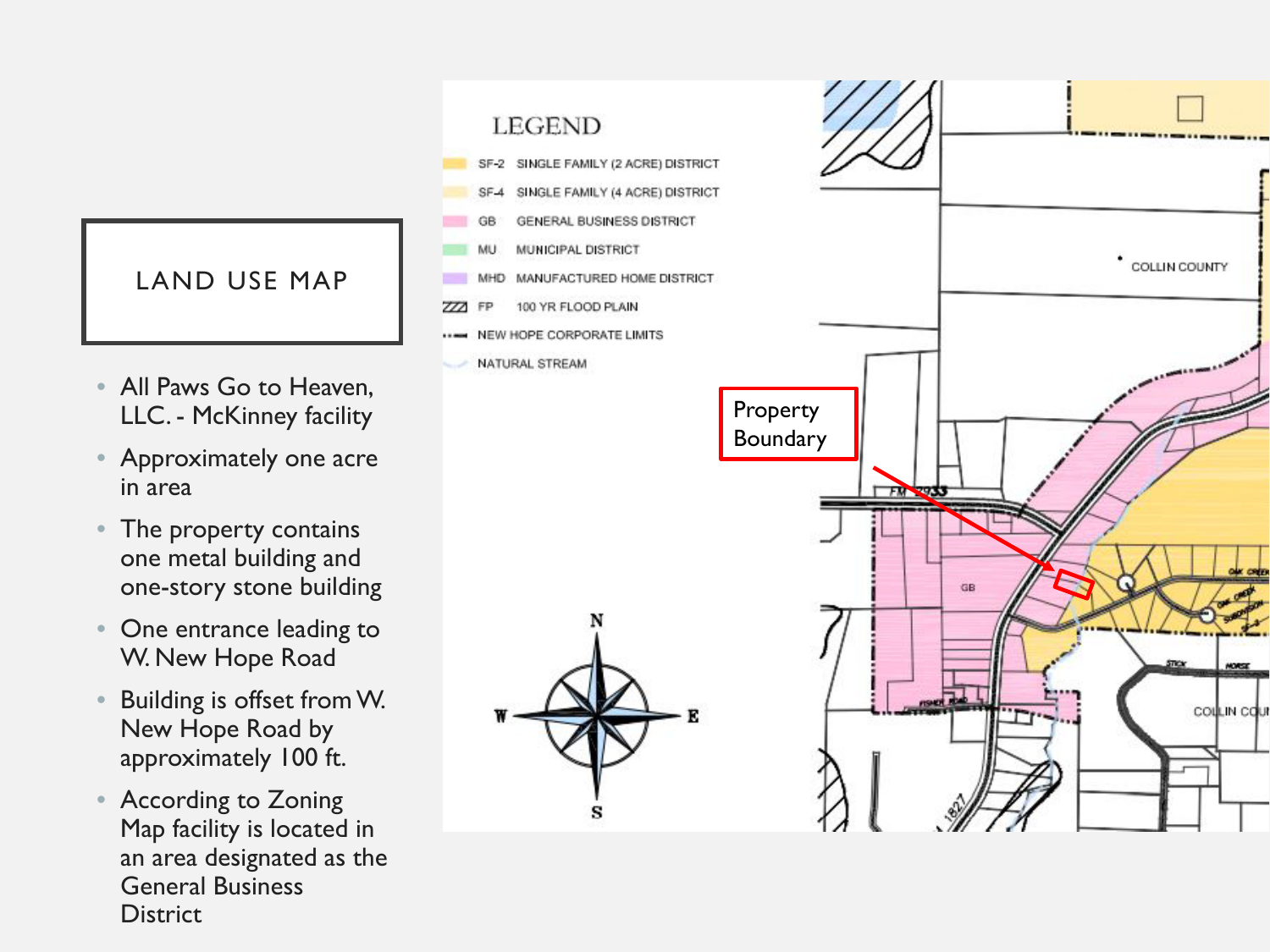# LAND USE MAP

- All Paws Go to Heaven, LLC. - McKinney facility
- Approximately one acre in area
- The property contains one metal building and one-story stone building
- One entrance leading to W. New Hope Road
- Building is offset from W. New Hope Road by approximately 100 ft.
- According to Zoning Map facility is located in an area designated as the General Business District

LEGEND

- SF-2 SINGLE FAMILY (2 ACRE) DISTRICT
- SF-4 SINGLE FAMILY (4 ACRE) DISTRICT
- GB GENERAL BUSINESS DISTRICT
- MU MUNICIPAL DISTRICT
- MHD MANUFACTURED HOME DISTRICT
- FP 100 YR FLOOD PLAIN
- NEW HOPE CORPORATE LIMITS
- NATURAL STREAM

Property Boundary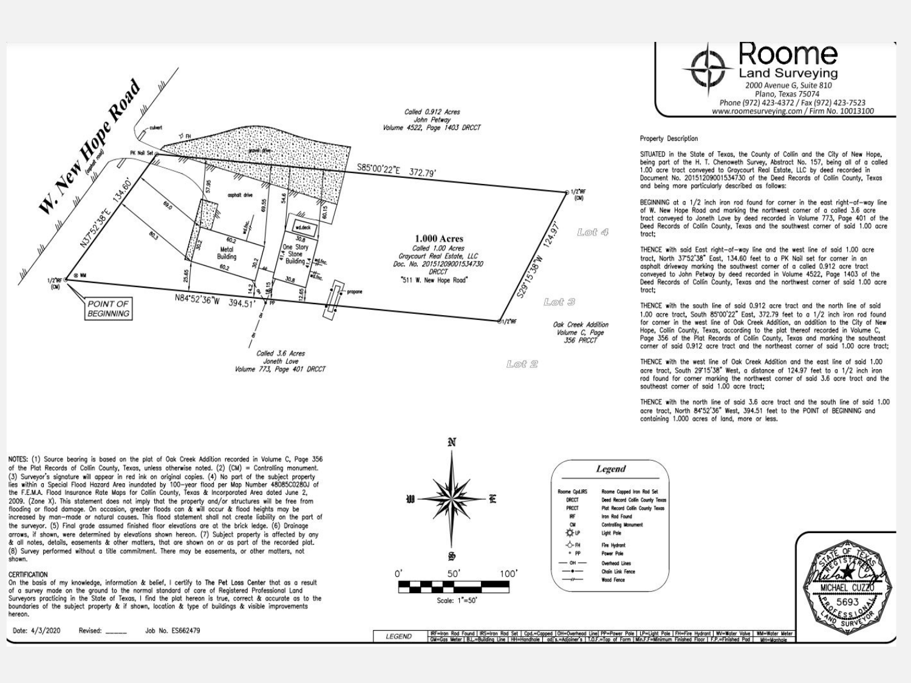# Roome Land Surveying

2000 Avenue G, Suite 810
Plano, Texas 75074
Phone (972) 423-4372 / Fax (972) 423-7523
www.roomesurveying.com / Firm No. 10013100

W. New Hope Road (asphalt road)

culvert

FH

PK Nail Set

gravel drive

Called 0.912 Acres
John Petway
Volume 4522, Page 1403 DRCCT

S85°00'22"E 372.79'

1/2"IRF (CM)

N37°52'38"E 134.60'

69.0

80.3

57.95

asphalt drive

30.2

60.2

Metal Building

60.2

25.65

14.2

30.2

69.55

18.15

54.6

wd.deck

30.8

One Story Stone Building

41.4

41.4

30.8

12.65

60.15

wd.fnc.

propane

1.000 Acres
Called 1.00 Acres
Graycourt Real Estate, LLC
Doc. No. 20151209001534730
DRCCT
"511 W. New Hope Road"

Lot 4

S29°15'38"W 124.97'

Lot 3

1/2"IRF

Oak Creek Addition
Volume C, Page 356 PRCCT

Lot 2

1/2"IRF (CM)

WM

POINT OF BEGINNING

N84°52'36"W 394.51'

PP

OH

Called 3.6 Acres
Joneth Love
Volume 773, Page 401 DRCCT

## Property Description

SITUATED in the State of Texas, the County of Collin and the City of New Hope, being part of the H. T. Chenoweth Survey, Abstract No. 157, being all of a called 1.00 acre tract conveyed to Graycourt Real Estate, LLC by deed recorded in Document No. 20151209001534730 of the Deed Records of Collin County, Texas and being more particularly described as follows:

BEGINNING at a 1/2 inch iron rod found for corner in the east right-of-way line of W. New Hope Road and marking the northwest corner of a called 3.6 acre tract conveyed to Joneth Love by deed recorded in Volume 773, Page 401 of the Deed Records of Collin County, Texas and the southwest corner of said 1.00 acre tract;

THENCE with said East right-of-way line and the west line of said 1.00 acre tract, North 37°52'38" East, 134.60 feet to a PK Nail set for corner in an asphalt driveway marking the southwest corner of a called 0.912 acre tract conveyed to John Petway by deed recorded in Volume 4522, Page 1403 of the Deed Records of Collin County, Texas and the northwest corner of said 1.00 acre tract;

THENCE with the south line of said 0.912 acre tract and the north line of said 1.00 acre tract, South 85°00'22" East, 372.79 feet to a 1/2 inch iron rod found for corner in the west line of Oak Creek Addition, an addition to the City of New Hope, Collin County, Texas, according to the plat thereof recorded in Volume C, Page 356 of the Plat Records of Collin County, Texas and marking the southeast corner of said 0.912 acre tract and the northeast corner of said 1.00 acre tract;

THENCE with the west line of Oak Creek Addition and the east line of said 1.00 acre tract, South 29°15'38" West, a distance of 124.97 feet to a 1/2 inch iron rod found for corner marking the northwest corner of said 3.6 acre tract and the southeast corner of said 1.00 acre tract;

THENCE with the north line of said 3.6 acre tract and the south line of said 1.00 acre tract, North 84°52'36" West, 394.51 feet to the POINT OF BEGINNING and containing 1.000 acres of land, more or less.

NOTES: (1) Source bearing is based on the plat of Oak Creek Addition recorded in Volume C, Page 356 of the Plat Records of Collin County, Texas, unless otherwise noted. (2) (CM) = Controlling monument. (3) Surveyor's signature will appear in red ink on original copies. (4) No part of the subject property lies within a Special Flood Hazard Area inundated by 100-year flood per Map Number 48085C0280J of the F.E.M.A. Flood Insurance Rate Maps for Collin County, Texas & Incorporated Area dated June 2, 2009. (Zone X). This statement does not imply that the property and/or structures will be free from flooding or flood damage. On occasion, greater floods can & will occur & flood heights may be increased by man-made or natural causes. This flood statement shall not create liability on the part of the surveyor. (5) Final grade assumed finished floor elevations are at the brick ledge. (6) Drainage arrows, if shown, were determined by elevations shown hereon. (7) Subject property is affected by any & all notes, details, easements & other matters, that are shown on or as part of the recorded plat. (8) Survey performed without a title commitment. There may be easements, or other matters, not shown.

## CERTIFICATION

On the basis of my knowledge, information & belief, I certify to The Pet Loss Center that as a result of a survey made on the ground to the normal standard of care of Registered Professional Land Surveyors practicing in the State of Texas, I find the plat hereon is true, correct & accurate as to the boundaries of the subject property & if shown, location & type of buildings & visible improvements hereon.

Date: 4/3/2020 Revised: ______ Job No. ES662479

N / W / E / S

0' 50' 100'

Scale: 1"=50'

## Legend

| Symbol | Description |
|---|---|
| Roome CpdJRS | Roome Capped Iron Rod Set |
| DRCCT | Deed Record Collin County Texas |
| PRCCT | Plat Record Collin County Texas |
| IRF | Iron Rod Found |
| CM | Controlling Monument |
| LP | Light Pole |
| FH | Fire Hydrant |
| PP | Power Pole |
| OH | Overhead Lines |
| | Chain Link Fence |
| | Wood Fence |

STATE OF TEXAS
REGISTERED
MICHAEL CUZZO
5693
PROFESSIONAL LAND SURVEYOR

LEGEND: IRF=Iron Rod Found | IRS=Iron Rod Set | Cpd.=Capped | OH=Overhead Line | PP=Power Pole | LP=Light Pole | FH=Fire Hydrant | WV=Water Valve | WM=Water Meter | GM=Gas Meter | B.L.=Building Line | HH=Handhole | adj's.=Adjoiner's | T.O.F.=Top of Form | Min.F.F=Minimum Finished Floor | F.P.=Finished Pad | MH=Manhole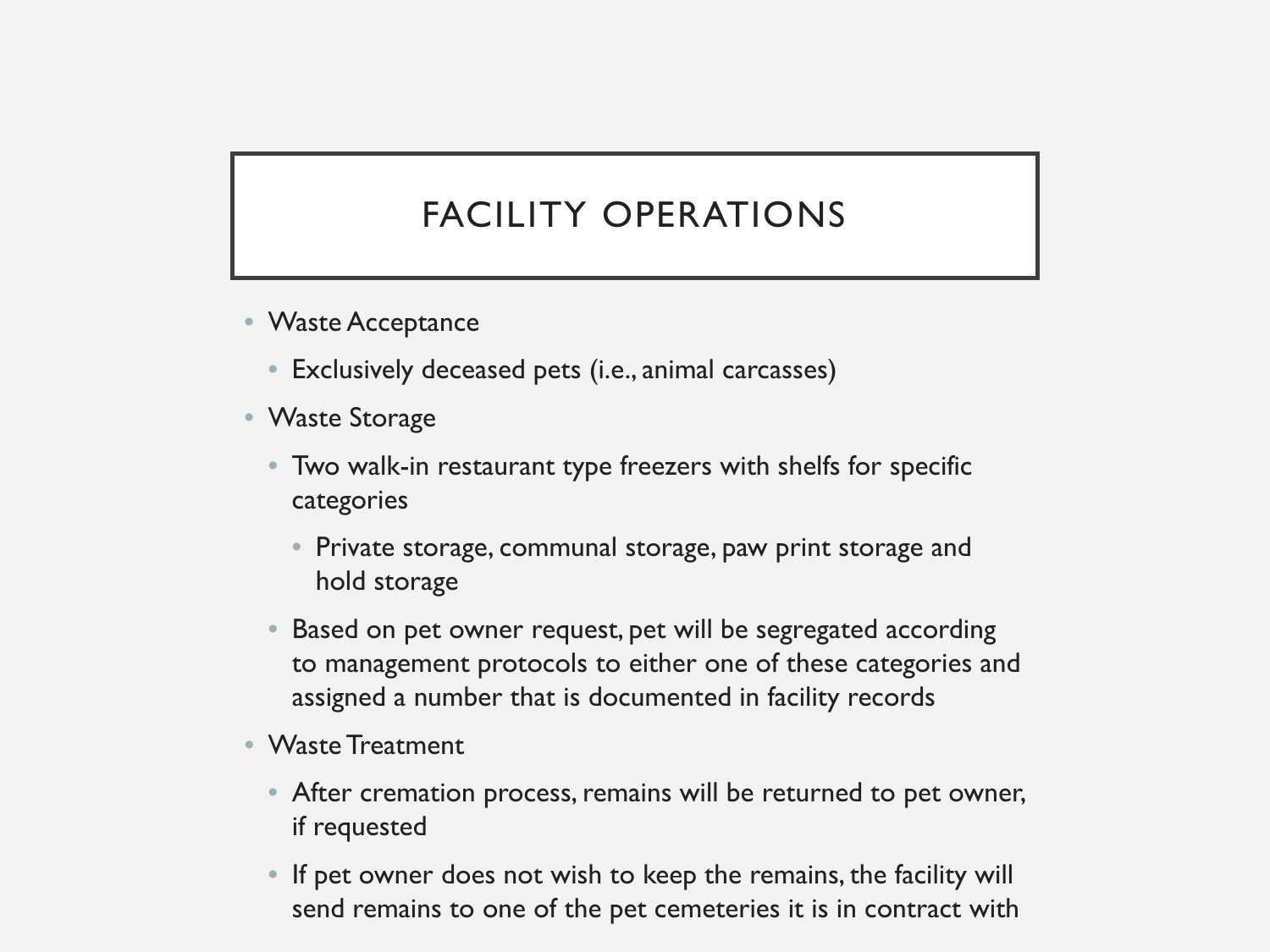# FACILITY OPERATIONS

- Waste Acceptance
  - Exclusively deceased pets (i.e., animal carcasses)
- Waste Storage
  - Two walk-in restaurant type freezers with shelfs for specific categories
    - Private storage, communal storage, paw print storage and hold storage
  - Based on pet owner request, pet will be segregated according to management protocols to either one of these categories and assigned a number that is documented in facility records
- Waste Treatment
  - After cremation process, remains will be returned to pet owner, if requested
  - If pet owner does not wish to keep the remains, the facility will send remains to one of the pet cemeteries it is in contract with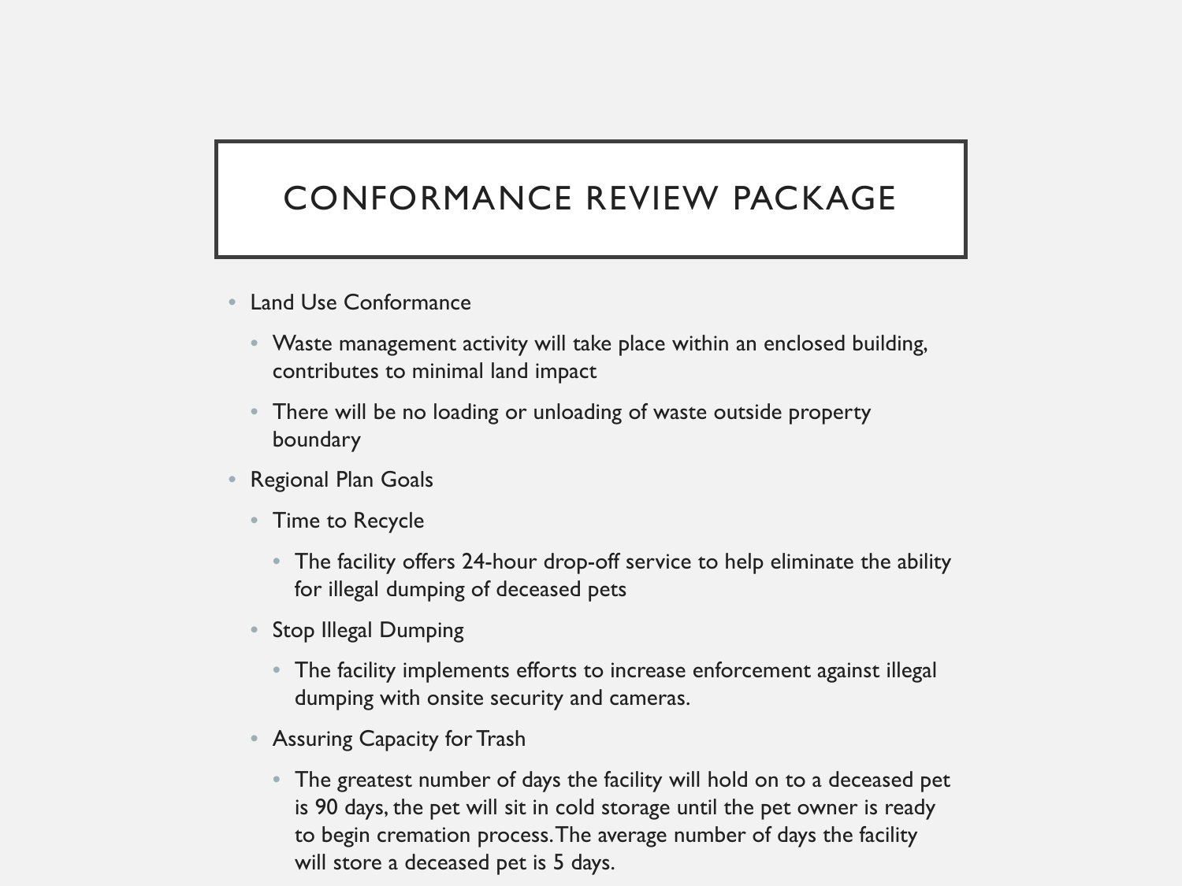# CONFORMANCE REVIEW PACKAGE

- Land Use Conformance
  - Waste management activity will take place within an enclosed building, contributes to minimal land impact
  - There will be no loading or unloading of waste outside property boundary
- Regional Plan Goals
  - Time to Recycle
    - The facility offers 24-hour drop-off service to help eliminate the ability for illegal dumping of deceased pets
  - Stop Illegal Dumping
    - The facility implements efforts to increase enforcement against illegal dumping with onsite security and cameras.
  - Assuring Capacity for Trash
    - The greatest number of days the facility will hold on to a deceased pet is 90 days, the pet will sit in cold storage until the pet owner is ready to begin cremation process. The average number of days the facility will store a deceased pet is 5 days.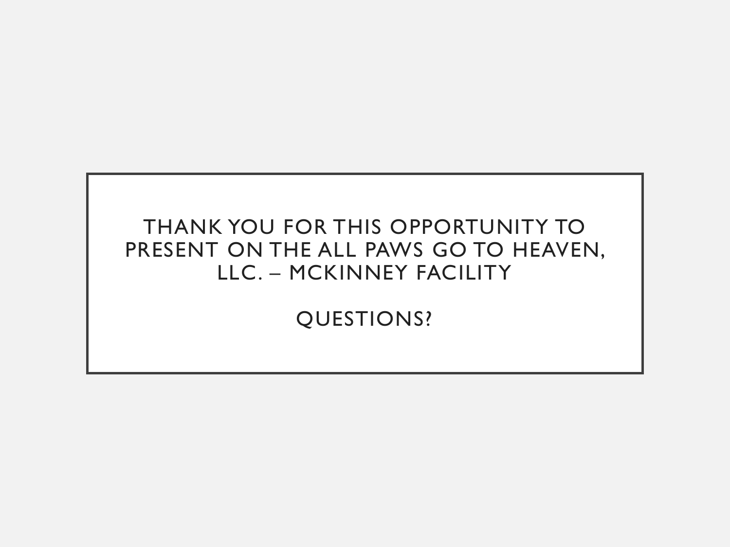THANK YOU FOR THIS OPPORTUNITY TO PRESENT ON THE ALL PAWS GO TO HEAVEN, LLC. – MCKINNEY FACILITY

QUESTIONS?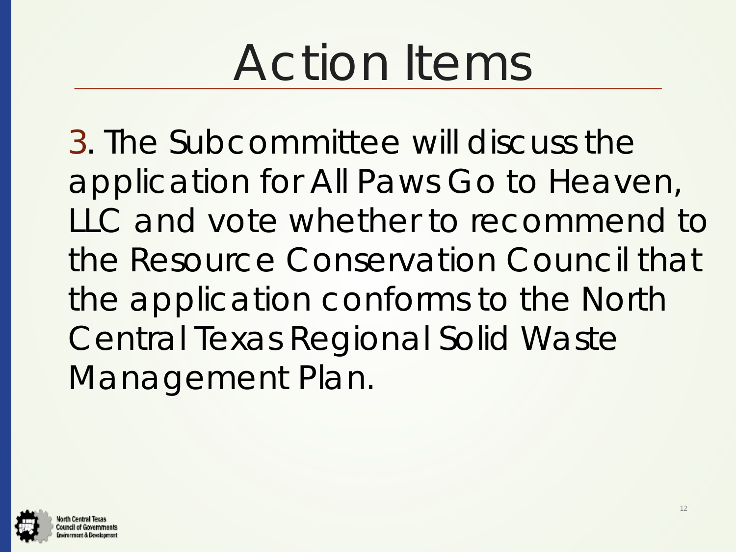# Action Items

3. The Subcommittee will discuss the application for All Paws Go to Heaven, LLC and vote whether to recommend to the Resource Conservation Council that the application conforms to the North Central Texas Regional Solid Waste Management Plan.

North Central Texas Council of Governments Environment & Development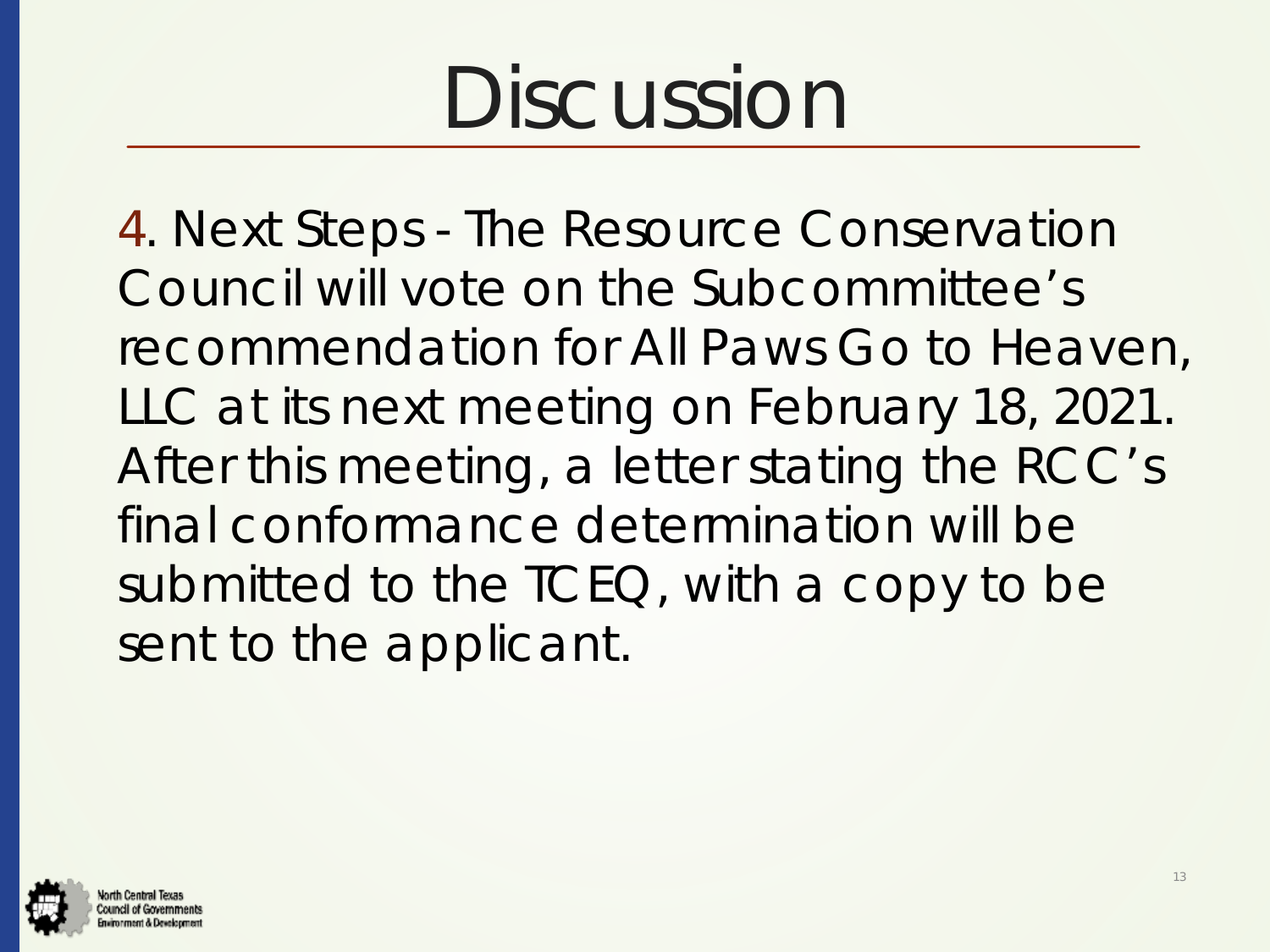# Discussion

4. Next Steps - The Resource Conservation Council will vote on the Subcommittee's recommendation for All Paws Go to Heaven, LLC at its next meeting on February 18, 2021. After this meeting, a letter stating the RCC's final conformance determination will be submitted to the TCEQ, with a copy to be sent to the applicant.

North Central Texas Council of Governments Environment & Development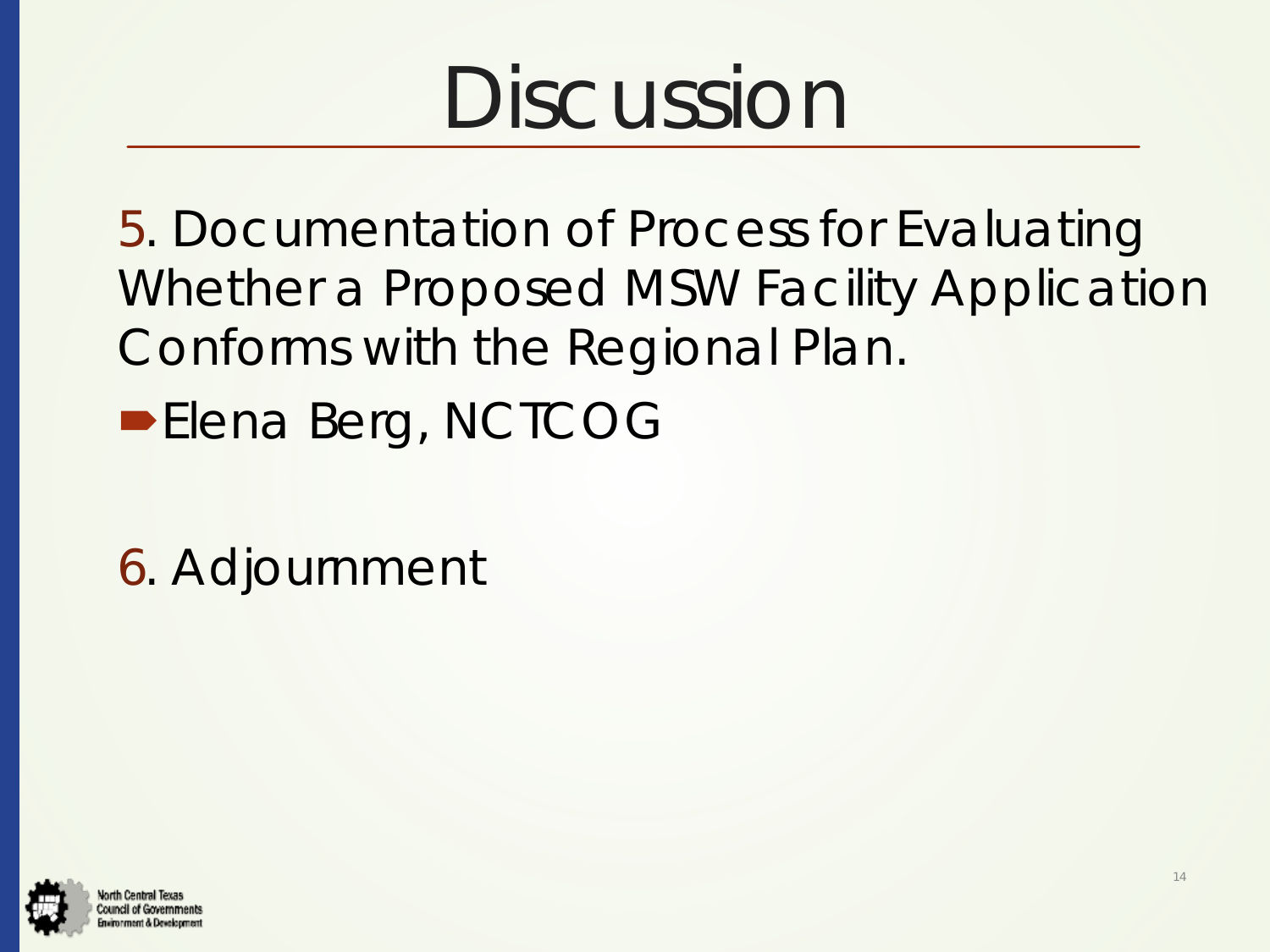# Discussion

5. Documentation of Process for Evaluating Whether a Proposed MSW Facility Application Conforms with the Regional Plan.

- Elena Berg, NCTCOG

6. Adjournment

North Central Texas Council of Governments Environment & Development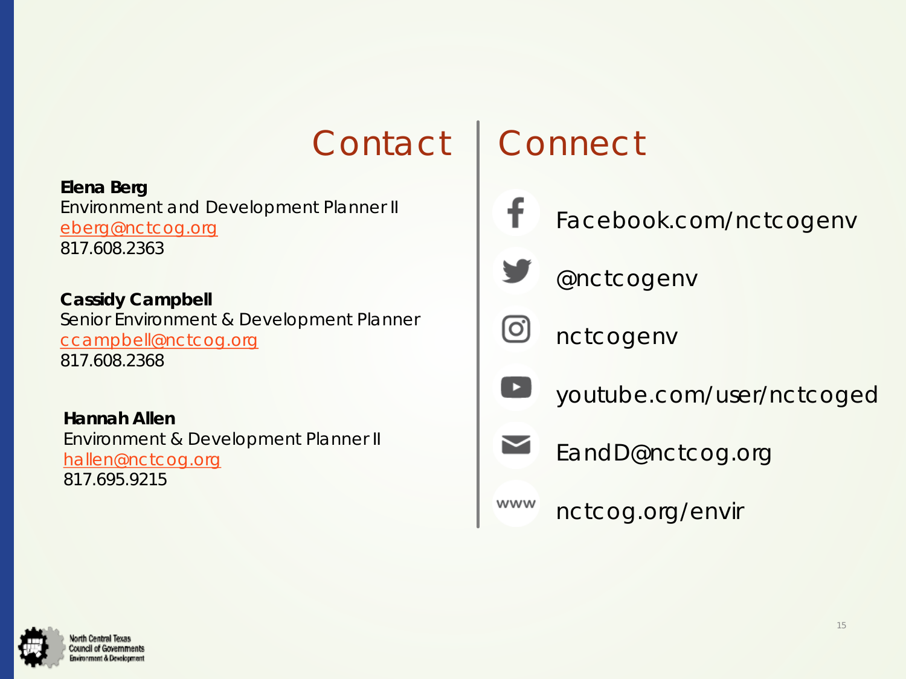## Contact

**Elena Berg**
Environment and Development Planner II
eberg@nctcog.org
817.608.2363

**Cassidy Campbell**
Senior Environment & Development Planner
ccampbell@nctcog.org
817.608.2368

**Hannah Allen**
Environment & Development Planner II
hallen@nctcog.org
817.695.9215

## Connect

Facebook.com/nctcogenv

@nctcogenv

nctcogenv

youtube.com/user/nctcoged

EandD@nctcog.org

www nctcog.org/envir

North Central Texas Council of Governments Environment & Development